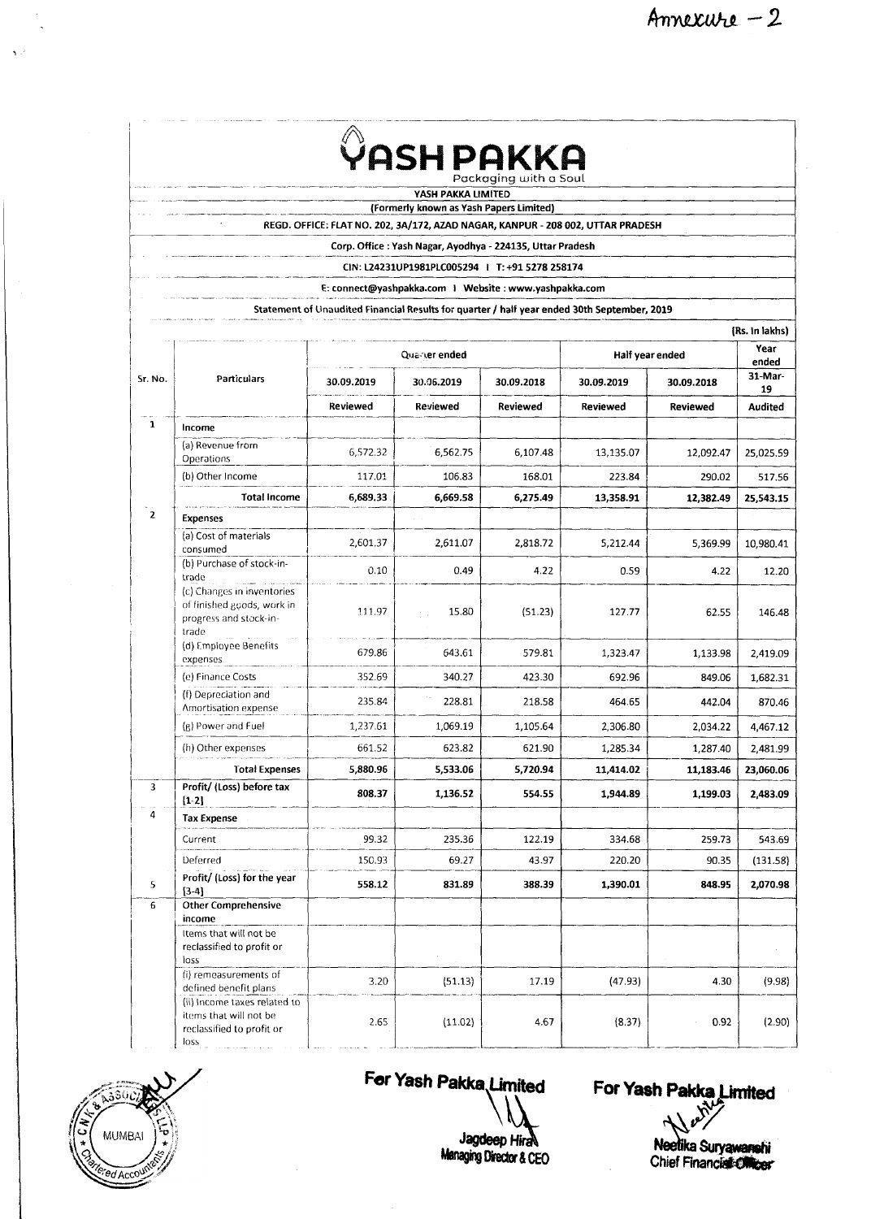Annexure – 2

# YASH PAKKA

Packaging with a Soul

**YASH PAKKA LIMITED**

**(Formerly known as Yash Papers Limited)**

**REGD. OFFICE: FLAT NO. 202, 3A/172, AZAD NAGAR, KANPUR - 208 002, UTTAR PRADESH**

**Corp. Office : Yash Nagar, Ayodhya - 224135, Uttar Pradesh**

**CIN: L24231UP1981PLC005294 | T: +91 5278 258174**

**E: connect@yashpakka.com | Website : www.yashpakka.com**

**Statement of Unaudited Financial Results for quarter / half year ended 30th September, 2019**

**(Rs. In lakhs)**

| Sr. No. | Particulars | Quarter ended | | | Half year ended | | Year ended |
|---|---|---|---|---|---|---|---|
| | | 30.09.2019 | 30.06.2019 | 30.09.2018 | 30.09.2019 | 30.09.2018 | 31-Mar-19 |
| | | Reviewed | Reviewed | Reviewed | Reviewed | Reviewed | Audited |
| 1 | **Income** | | | | | | |
| | (a) Revenue from Operations | 6,572.32 | 6,562.75 | 6,107.48 | 13,135.07 | 12,092.47 | 25,025.59 |
| | (b) Other Income | 117.01 | 106.83 | 168.01 | 223.84 | 290.02 | 517.56 |
| | **Total Income** | **6,689.33** | **6,669.58** | **6,275.49** | **13,358.91** | **12,382.49** | **25,543.15** |
| 2 | **Expenses** | | | | | | |
| | (a) Cost of materials consumed | 2,601.37 | 2,611.07 | 2,818.72 | 5,212.44 | 5,369.99 | 10,980.41 |
| | (b) Purchase of stock-in-trade | 0.10 | 0.49 | 4.22 | 0.59 | 4.22 | 12.20 |
| | (c) Changes in inventories of finished goods, work in progress and stock-in-trade | 111.97 | 15.80 | (51.23) | 127.77 | 62.55 | 146.48 |
| | (d) Employee Benefits expenses | 679.86 | 643.61 | 579.81 | 1,323.47 | 1,133.98 | 2,419.09 |
| | (e) Finance Costs | 352.69 | 340.27 | 423.30 | 692.96 | 849.06 | 1,682.31 |
| | (f) Depreciation and Amortisation expense | 235.84 | 228.81 | 218.58 | 464.65 | 442.04 | 870.46 |
| | (g) Power and Fuel | 1,237.61 | 1,069.19 | 1,105.64 | 2,306.80 | 2,034.22 | 4,467.12 |
| | (h) Other expenses | 661.52 | 623.82 | 621.90 | 1,285.34 | 1,287.40 | 2,481.99 |
| | **Total Expenses** | **5,880.96** | **5,533.06** | **5,720.94** | **11,414.02** | **11,183.46** | **23,060.06** |
| 3 | **Profit/ (Loss) before tax [1-2]** | **808.37** | **1,136.52** | **554.55** | **1,944.89** | **1,199.03** | **2,483.09** |
| 4 | **Tax Expense** | | | | | | |
| | Current | 99.32 | 235.36 | 122.19 | 334.68 | 259.73 | 543.69 |
| | Deferred | 150.93 | 69.27 | 43.97 | 220.20 | 90.35 | (131.58) |
| 5 | **Profit/ (Loss) for the year [3-4]** | **558.12** | **831.89** | **388.39** | **1,390.01** | **848.95** | **2,070.98** |
| 6 | **Other Comprehensive income** | | | | | | |
| | Items that will not be reclassified to profit or loss | | | | | | |
| | (i) remeasurements of defined benefit plans | 3.20 | (51.13) | 17.19 | (47.93) | 4.30 | (9.98) |
| | (ii) Income taxes related to items that will not be reclassified to profit or loss | 2.65 | (11.02) | 4.67 | (8.37) | 0.92 | (2.90) |

For Yash Pakka Limited

Jagdeep Hira
Managing Director & CEO

For Yash Pakka Limited

Neetika Suryawanshi
Chief Financial Officer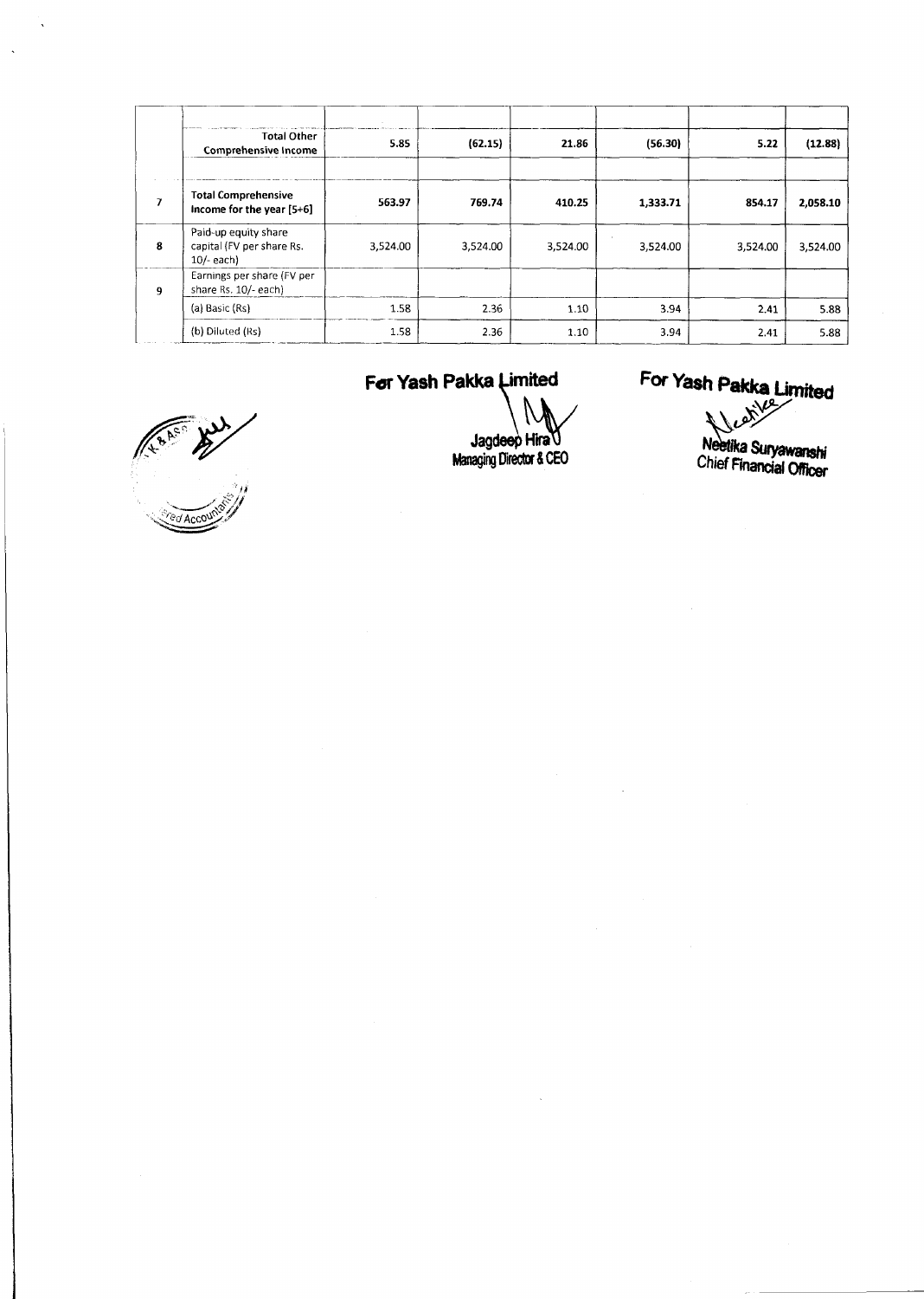| | | | | | | | |
|---|---|---|---|---|---|---|---|
| | **Total Other Comprehensive Income** | **5.85** | **(62.15)** | **21.86** | **(56.30)** | **5.22** | **(12.88)** |
| 7 | **Total Comprehensive Income for the year [5+6]** | **563.97** | **769.74** | **410.25** | **1,333.71** | **854.17** | **2,058.10** |
| 8 | Paid-up equity share capital (FV per share Rs. 10/- each) | 3,524.00 | 3,524.00 | 3,524.00 | 3,524.00 | 3,524.00 | 3,524.00 |
| 9 | Earnings per share (FV per share Rs. 10/- each) | | | | | | |
| | (a) Basic (Rs) | 1.58 | 2.36 | 1.10 | 3.94 | 2.41 | 5.88 |
| | (b) Diluted (Rs) | 1.58 | 2.36 | 1.10 | 3.94 | 2.41 | 5.88 |

**For Yash Pakka Limited**

Jagdeep Hira
Managing Director & CEO

**For Yash Pakka Limited**

Neetika Suryawanshi
Chief Financial Officer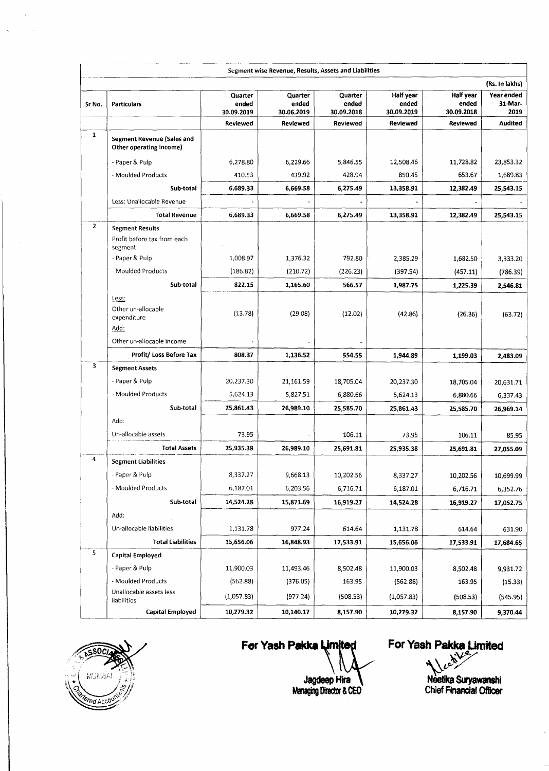## Segment wise Revenue, Results, Assets and Liabilities

(Rs. In lakhs)

| Sr No. | Particulars | Quarter ended 30.09.2019 | Quarter ended 30.06.2019 | Quarter ended 30.09.2018 | Half year ended 30.09.2019 | Half year ended 30.09.2018 | Year ended 31-Mar-2019 |
|---|---|---|---|---|---|---|---|
| | | Reviewed | Reviewed | Reviewed | Reviewed | Reviewed | Audited |
| 1 | **Segment Revenue (Sales and Other operating income)** | | | | | | |
| | - Paper & Pulp | 6,278.80 | 6,229.66 | 5,846.55 | 12,508.46 | 11,728.82 | 23,853.32 |
| | - Moulded Products | 410.53 | 439.92 | 428.94 | 850.45 | 653.67 | 1,689.83 |
| | **Sub-total** | **6,689.33** | **6,669.58** | **6,275.49** | **13,358.91** | **12,382.49** | **25,543.15** |
| | Less: Unallocable Revenue | - | - | - | - | - | - |
| | **Total Revenue** | **6,689.33** | **6,669.58** | **6,275.49** | **13,358.91** | **12,382.49** | **25,543.15** |
| 2 | **Segment Results** | | | | | | |
| | Profit before tax from each segment | | | | | | |
| | - Paper & Pulp | 1,008.97 | 1,376.32 | 792.80 | 2,385.29 | 1,682.50 | 3,333.20 |
| | - Moulded Products | (186.82) | (210.72) | (226.23) | (397.54) | (457.11) | (786.39) |
| | **Sub-total** | **822.15** | **1,165.60** | **566.57** | **1,987.75** | **1,225.39** | **2,546.81** |
| | Less: Other un-allocable expenditure | (13.78) | (29.08) | (12.02) | (42.86) | (26.36) | (63.72) |
| | Add: | | | | | | |
| | Other un-allocable income | - | - | - | | | |
| | **Profit/ Loss Before Tax** | **808.37** | **1,136.52** | **554.55** | **1,944.89** | **1,199.03** | **2,483.09** |
| 3 | **Segment Assets** | | | | | | |
| | - Paper & Pulp | 20,237.30 | 21,161.59 | 18,705.04 | 20,237.30 | 18,705.04 | 20,631.71 |
| | - Moulded Products | 5,624.13 | 5,827.51 | 6,880.66 | 5,624.13 | 6,880.66 | 6,337.43 |
| | **Sub-total** | **25,861.43** | **26,989.10** | **25,585.70** | **25,861.43** | **25,585.70** | **26,969.14** |
| | Add: | | | | | | |
| | Un-allocable assets | 73.95 | - | 106.11 | 73.95 | 106.11 | 85.95 |
| | **Total Assets** | **25,935.38** | **26,989.10** | **25,691.81** | **25,935.38** | **25,691.81** | **27,055.09** |
| 4 | **Segment Liabilities** | | | | | | |
| | - Paper & Pulp | 8,337.27 | 9,668.13 | 10,202.56 | 8,337.27 | 10,202.56 | 10,699.99 |
| | - Moulded Products | 6,187.01 | 6,203.56 | 6,716.71 | 6,187.01 | 6,716.71 | 6,352.76 |
| | **Sub-total** | **14,524.28** | **15,871.69** | **16,919.27** | **14,524.28** | **16,919.27** | **17,052.75** |
| | Add: | | | | | | |
| | Un-allocable liabilities | 1,131.78 | 977.24 | 614.64 | 1,131.78 | 614.64 | 631.90 |
| | **Total Liabilities** | **15,656.06** | **16,848.93** | **17,533.91** | **15,656.06** | **17,533.91** | **17,684.65** |
| 5 | **Capital Employed** | | | | | | |
| | - Paper & Pulp | 11,900.03 | 11,493.46 | 8,502.48 | 11,900.03 | 8,502.48 | 9,931.72 |
| | - Moulded Products | (562.88) | (376.05) | 163.95 | (562.88) | 163.95 | (15.33) |
| | Unallocable assets less liabilities | (1,057.83) | (977.24) | (508.53) | (1,057.83) | (508.53) | (545.95) |
| | **Capital Employed** | **10,279.32** | **10,140.17** | **8,157.90** | **10,279.32** | **8,157.90** | **9,370.44** |

**For Yash Pakka Limited**

Jagdeep Hira
Managing Director & CEO

**For Yash Pakka Limited**

Neetika Suryawanshi
Chief Financial Officer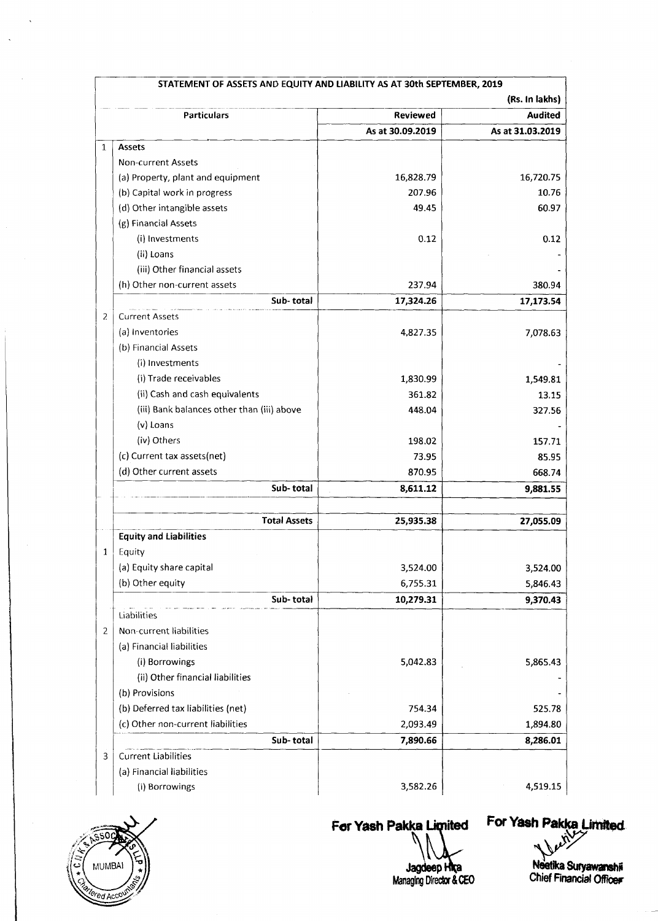| STATEMENT OF ASSETS AND EQUITY AND LIABILITY AS AT 30th SEPTEMBER, 2019 | | | |
|---|---|---|---|
| | | | (Rs. In lakhs) |
| | Particulars | Reviewed | Audited |
| | | As at 30.09.2019 | As at 31.03.2019 |
| 1 | **Assets** | | |
| | Non-current Assets | | |
| | (a) Property, plant and equipment | 16,828.79 | 16,720.75 |
| | (b) Capital work in progress | 207.96 | 10.76 |
| | (d) Other intangible assets | 49.45 | 60.97 |
| | (g) Financial Assets | | |
| | (i) Investments | 0.12 | 0.12 |
| | (ii) Loans | | - |
| | (iii) Other financial assets | | - |
| | (h) Other non-current assets | 237.94 | 380.94 |
| | **Sub- total** | **17,324.26** | **17,173.54** |
| 2 | Current Assets | | |
| | (a) Inventories | 4,827.35 | 7,078.63 |
| | (b) Financial Assets | | |
| | (i) Investments | | - |
| | (i) Trade receivables | 1,830.99 | 1,549.81 |
| | (ii) Cash and cash equivalents | 361.82 | 13.15 |
| | (iii) Bank balances other than (iii) above | 448.04 | 327.56 |
| | (v) Loans | | - |
| | (iv) Others | 198.02 | 157.71 |
| | (c) Current tax assets(net) | 73.95 | 85.95 |
| | (d) Other current assets | 870.95 | 668.74 |
| | **Sub- total** | **8,611.12** | **9,881.55** |
| | | | |
| | **Total Assets** | **25,935.38** | **27,055.09** |
| | **Equity and Liabilities** | | |
| 1 | Equity | | |
| | (a) Equity share capital | 3,524.00 | 3,524.00 |
| | (b) Other equity | 6,755.31 | 5,846.43 |
| | **Sub- total** | **10,279.31** | **9,370.43** |
| | Liabilities | | |
| 2 | Non-current liabilities | | |
| | (a) Financial liabilities | | |
| | (i) Borrowings | 5,042.83 | 5,865.43 |
| | (ii) Other financial liabilities | | - |
| | (b) Provisions | | - |
| | (b) Deferred tax liabilities (net) | 754.34 | 525.78 |
| | (c) Other non-current liabilities | 2,093.49 | 1,894.80 |
| | **Sub- total** | **7,890.66** | **8,286.01** |
| 3 | Current Liabilities | | |
| | (a) Financial liabilities | | |
| | (i) Borrowings | 3,582.26 | 4,519.15 |

For Yash Pakka Limited

Jagdeep Hira
Managing Director & CEO

For Yash Pakka Limited

Neetika Suryawanshi
Chief Financial Officer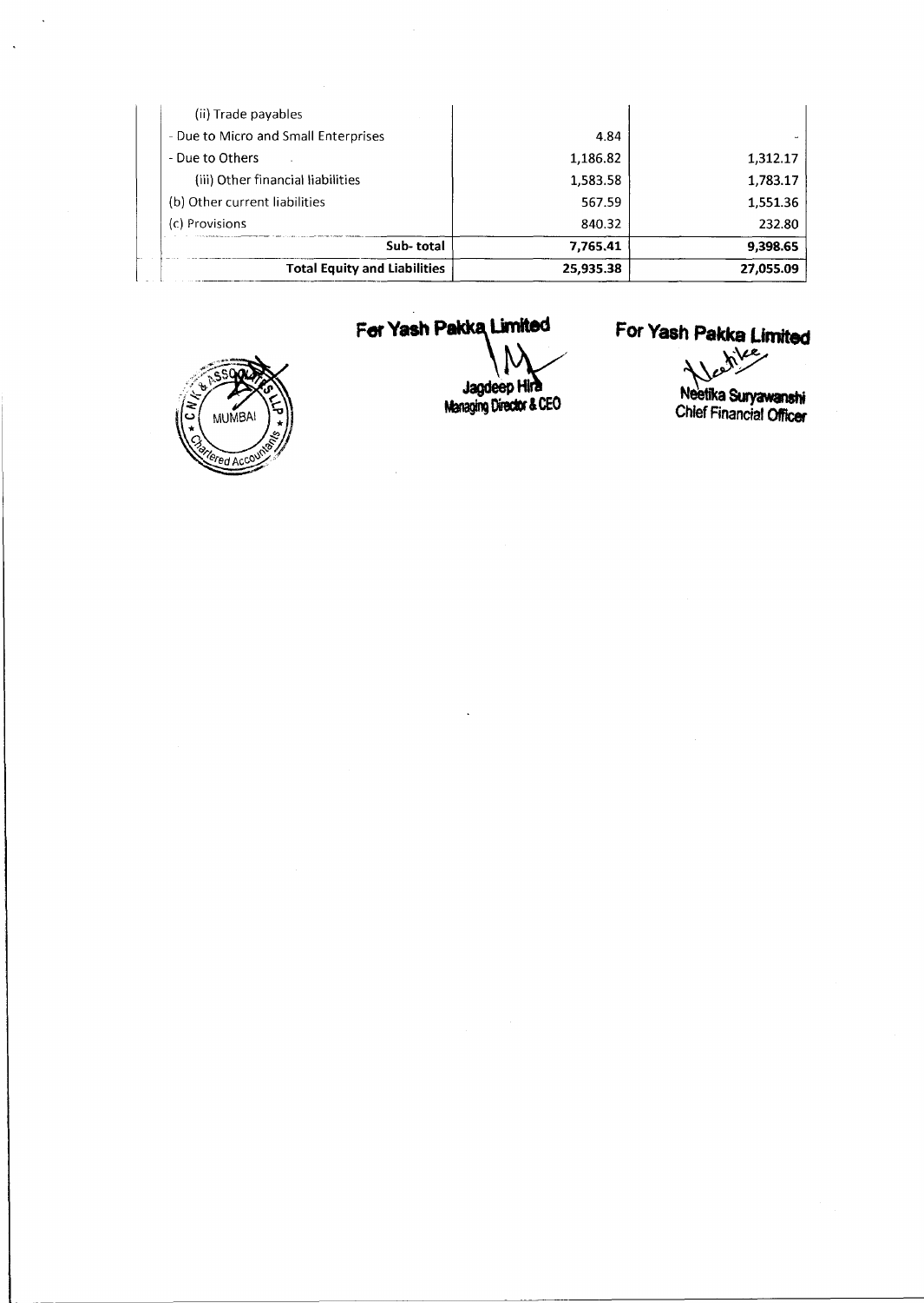| | | |
|---|---|---|
| (ii) Trade payables | | |
| - Due to Micro and Small Enterprises | 4.84 | - |
| - Due to Others | 1,186.82 | 1,312.17 |
| (iii) Other financial liabilities | 1,583.58 | 1,783.17 |
| (b) Other current liabilities | 567.59 | 1,551.36 |
| (c) Provisions | 840.32 | 232.80 |
| **Sub- total** | **7,765.41** | **9,398.65** |
| **Total Equity and Liabilities** | **25,935.38** | **27,055.09** |

**For Yash Pakka Limited**

Jagdeep Hira
Managing Director & CEO

**For Yash Pakka Limited**

Neetika Suryawanshi
Chief Financial Officer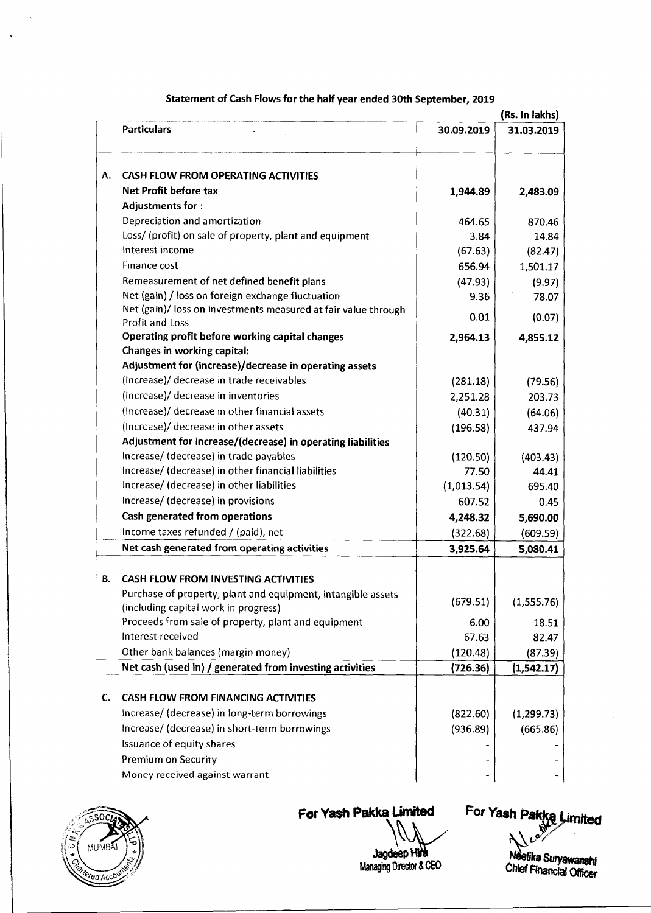## Statement of Cash Flows for the half year ended 30th September, 2019

(Rs. In lakhs)

| | Particulars | 30.09.2019 | 31.03.2019 |
|---|---|---|---|
| **A.** | **CASH FLOW FROM OPERATING ACTIVITIES** | | |
| | **Net Profit before tax** | **1,944.89** | **2,483.09** |
| | **Adjustments for :** | | |
| | Depreciation and amortization | 464.65 | 870.46 |
| | Loss/ (profit) on sale of property, plant and equipment | 3.84 | 14.84 |
| | Interest income | (67.63) | (82.47) |
| | Finance cost | 656.94 | 1,501.17 |
| | Remeasurement of net defined benefit plans | (47.93) | (9.97) |
| | Net (gain) / loss on foreign exchange fluctuation | 9.36 | 78.07 |
| | Net (gain)/ loss on investments measured at fair value through Profit and Loss | 0.01 | (0.07) |
| | **Operating profit before working capital changes** | **2,964.13** | **4,855.12** |
| | **Changes in working capital:** | | |
| | **Adjustment for (increase)/decrease in operating assets** | | |
| | (Increase)/ decrease in trade receivables | (281.18) | (79.56) |
| | (Increase)/ decrease in inventories | 2,251.28 | 203.73 |
| | (Increase)/ decrease in other financial assets | (40.31) | (64.06) |
| | (Increase)/ decrease in other assets | (196.58) | 437.94 |
| | **Adjustment for increase/(decrease) in operating liabilities** | | |
| | Increase/ (decrease) in trade payables | (120.50) | (403.43) |
| | Increase/ (decrease) in other financial liabilities | 77.50 | 44.41 |
| | Increase/ (decrease) in other liabilities | (1,013.54) | 695.40 |
| | Increase/ (decrease) in provisions | 607.52 | 0.45 |
| | **Cash generated from operations** | **4,248.32** | **5,690.00** |
| | Income taxes refunded / (paid), net | (322.68) | (609.59) |
| | **Net cash generated from operating activities** | **3,925.64** | **5,080.41** |
| **B.** | **CASH FLOW FROM INVESTING ACTIVITIES** | | |
| | Purchase of property, plant and equipment, intangible assets (including capital work in progress) | (679.51) | (1,555.76) |
| | Proceeds from sale of property, plant and equipment | 6.00 | 18.51 |
| | Interest received | 67.63 | 82.47 |
| | Other bank balances (margin money) | (120.48) | (87.39) |
| | **Net cash (used in) / generated from investing activities** | **(726.36)** | **(1,542.17)** |
| **C.** | **CASH FLOW FROM FINANCING ACTIVITIES** | | |
| | Increase/ (decrease) in long-term borrowings | (822.60) | (1,299.73) |
| | Increase/ (decrease) in short-term borrowings | (936.89) | (665.86) |
| | Issuance of equity shares | - | - |
| | Premium on Security | - | - |
| | Money received against warrant | - | - |

**For Yash Pakka Limited**

Jagdeep Hira
Managing Director & CEO

**For Yash Pakka Limited**

Neetika Suryawanshi
Chief Financial Officer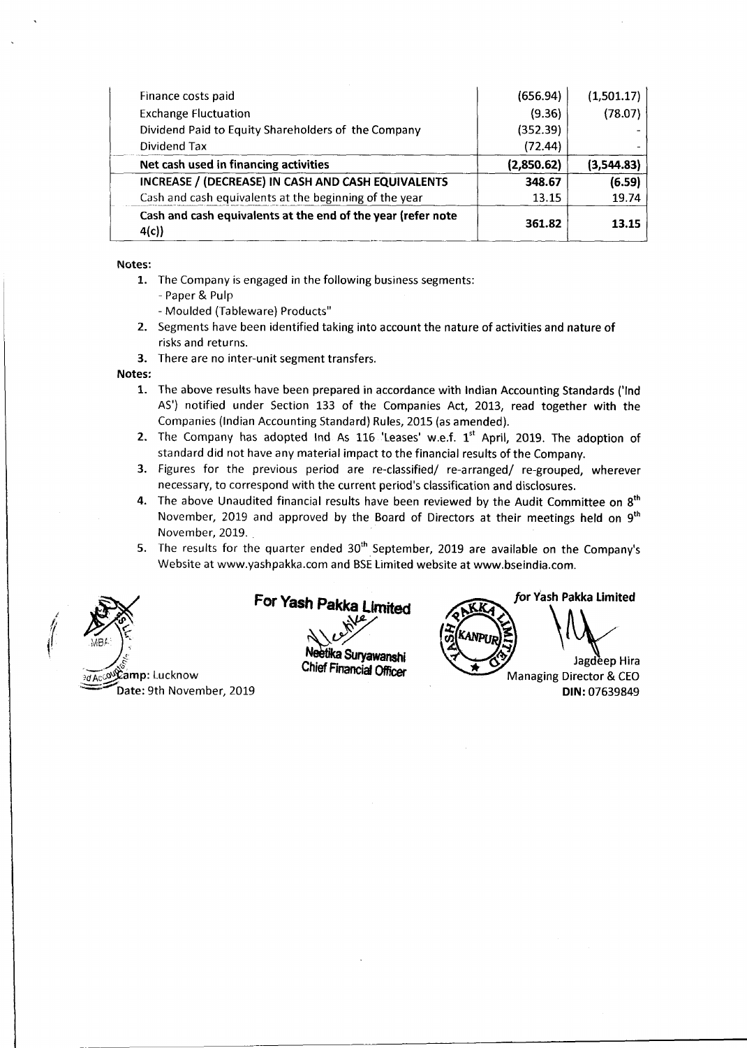| | | |
|---|---|---|
| Finance costs paid | (656.94) | (1,501.17) |
| Exchange Fluctuation | (9.36) | (78.07) |
| Dividend Paid to Equity Shareholders of the Company | (352.39) | - |
| Dividend Tax | (72.44) | - |
| **Net cash used in financing activities** | **(2,850.62)** | **(3,544.83)** |
| **INCREASE / (DECREASE) IN CASH AND CASH EQUIVALENTS** | **348.67** | **(6.59)** |
| Cash and cash equivalents at the beginning of the year | 13.15 | 19.74 |
| **Cash and cash equivalents at the end of the year (refer note 4(c))** | **361.82** | **13.15** |

**Notes:**

1. The Company is engaged in the following business segments:
   - Paper & Pulp
   - Moulded (Tableware) Products"
2. Segments have been identified taking into account the nature of activities and nature of risks and returns.
3. There are no inter-unit segment transfers.

**Notes:**

1. The above results have been prepared in accordance with Indian Accounting Standards ('Ind AS') notified under Section 133 of the Companies Act, 2013, read together with the Companies (Indian Accounting Standard) Rules, 2015 (as amended).
2. The Company has adopted Ind As 116 'Leases' w.e.f. 1st April, 2019. The adoption of standard did not have any material impact to the financial results of the Company.
3. Figures for the previous period are re-classified/ re-arranged/ re-grouped, wherever necessary, to correspond with the current period's classification and disclosures.
4. The above Unaudited financial results have been reviewed by the Audit Committee on 8th November, 2019 and approved by the Board of Directors at their meetings held on 9th November, 2019.
5. The results for the quarter ended 30th September, 2019 are available on the Company's Website at www.yashpakka.com and BSE Limited website at www.bseindia.com.

Camp: Lucknow
Date: 9th November, 2019

For Yash Pakka Limited
Neetika Suryawanshi
Chief Financial Officer

for Yash Pakka Limited
Jagdeep Hira
Managing Director & CEO
**DIN:** 07639849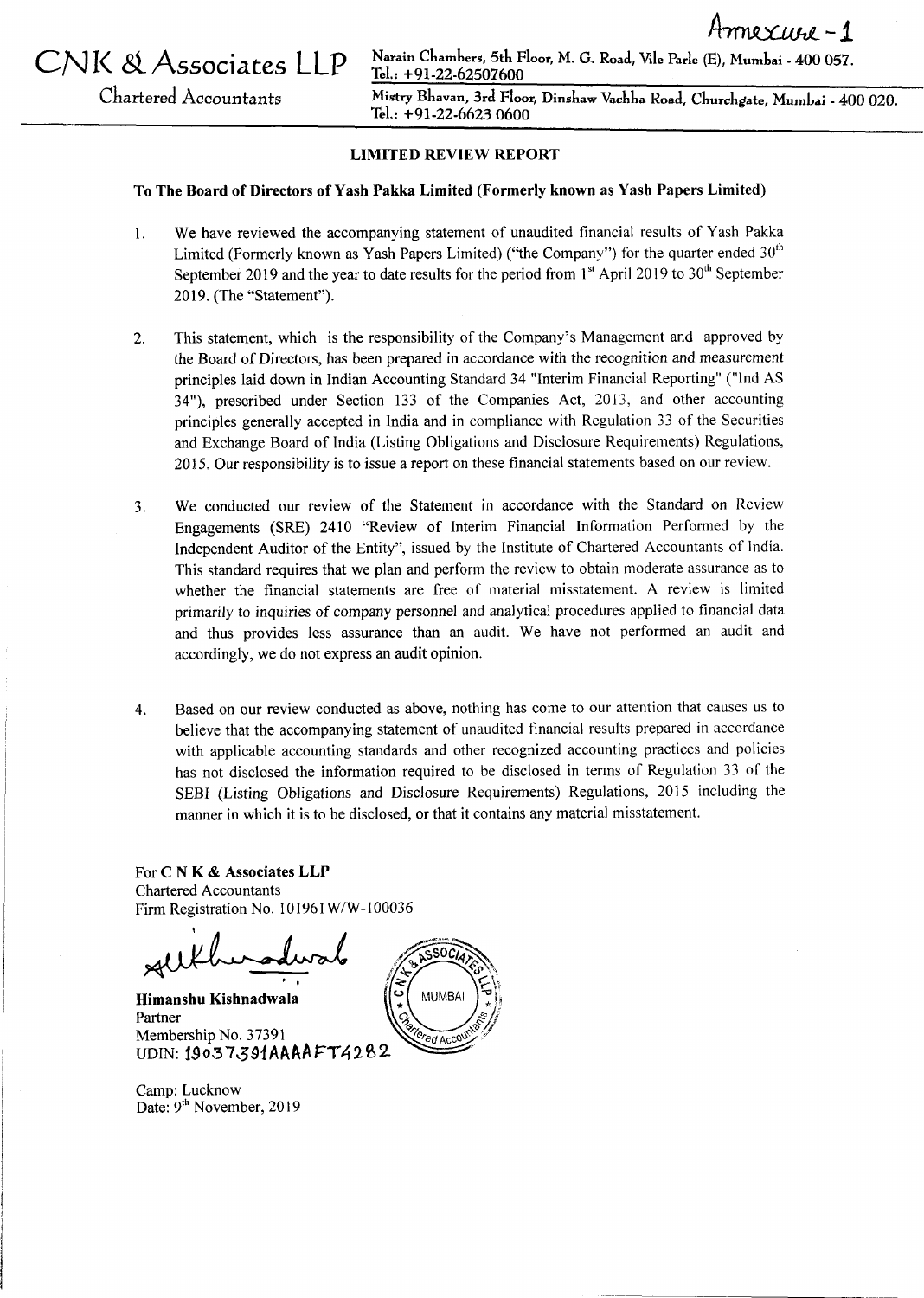Annexure - 1

# CNK & Associates LLP

Chartered Accountants

Narain Chambers, 5th Floor, M. G. Road, Vile Parle (E), Mumbai - 400 057.
Tel.: +91-22-62507600

Mistry Bhavan, 3rd Floor, Dinshaw Vachha Road, Churchgate, Mumbai - 400 020.
Tel.: +91-22-6623 0600

## LIMITED REVIEW REPORT

**To The Board of Directors of Yash Pakka Limited (Formerly known as Yash Papers Limited)**

1. We have reviewed the accompanying statement of unaudited financial results of Yash Pakka Limited (Formerly known as Yash Papers Limited) ("the Company") for the quarter ended 30th September 2019 and the year to date results for the period from 1st April 2019 to 30th September 2019. (The "Statement").

2. This statement, which is the responsibility of the Company's Management and approved by the Board of Directors, has been prepared in accordance with the recognition and measurement principles laid down in Indian Accounting Standard 34 "Interim Financial Reporting" ("Ind AS 34"), prescribed under Section 133 of the Companies Act, 2013, and other accounting principles generally accepted in India and in compliance with Regulation 33 of the Securities and Exchange Board of India (Listing Obligations and Disclosure Requirements) Regulations, 2015. Our responsibility is to issue a report on these financial statements based on our review.

3. We conducted our review of the Statement in accordance with the Standard on Review Engagements (SRE) 2410 "Review of Interim Financial Information Performed by the Independent Auditor of the Entity", issued by the Institute of Chartered Accountants of India. This standard requires that we plan and perform the review to obtain moderate assurance as to whether the financial statements are free of material misstatement. A review is limited primarily to inquiries of company personnel and analytical procedures applied to financial data and thus provides less assurance than an audit. We have not performed an audit and accordingly, we do not express an audit opinion.

4. Based on our review conducted as above, nothing has come to our attention that causes us to believe that the accompanying statement of unaudited financial results prepared in accordance with applicable accounting standards and other recognized accounting practices and policies has not disclosed the information required to be disclosed in terms of Regulation 33 of the SEBI (Listing Obligations and Disclosure Requirements) Regulations, 2015 including the manner in which it is to be disclosed, or that it contains any material misstatement.

For **C N K & Associates LLP**
Chartered Accountants
Firm Registration No. 101961W/W-100036

**Himanshu Kishnadwala**
Partner
Membership No. 37391
UDIN: 19037391AAAAFT4282

Camp: Lucknow
Date: 9th November, 2019